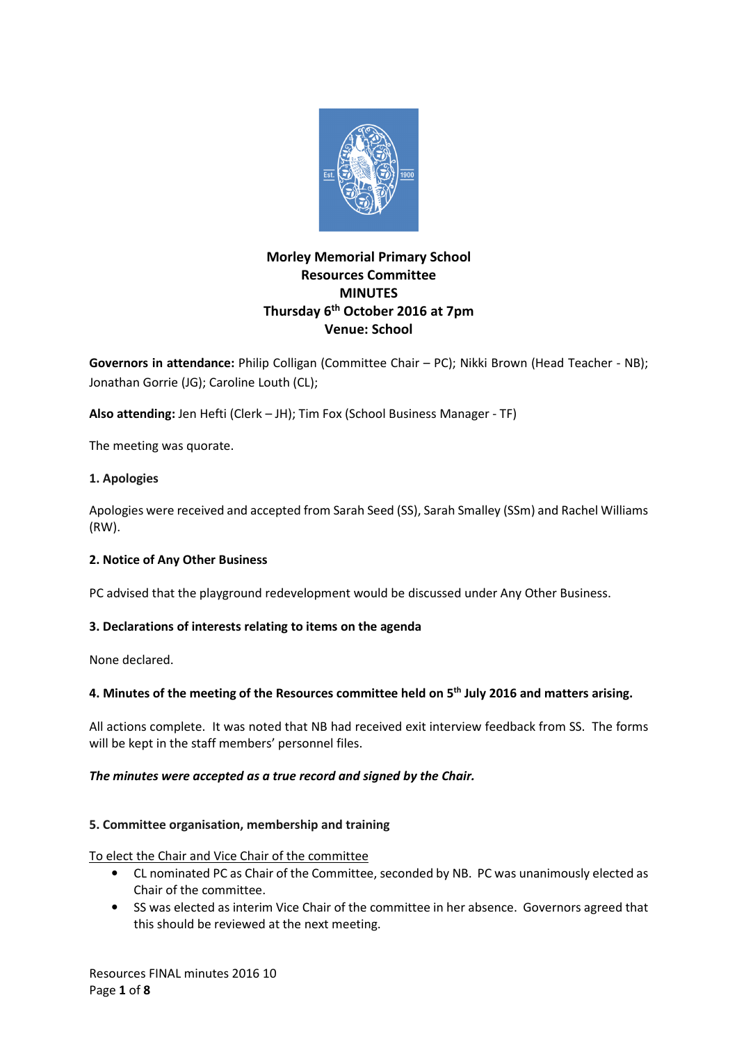# Morley Memorial Primary School
## Resources Committee
## MINUTES
## Thursday 6th October 2016 at 7pm
## Venue: School

**Governors in attendance:** Philip Colligan (Committee Chair – PC); Nikki Brown (Head Teacher - NB); Jonathan Gorrie (JG); Caroline Louth (CL);

**Also attending:** Jen Hefti (Clerk – JH); Tim Fox (School Business Manager - TF)

The meeting was quorate.

**1. Apologies**

Apologies were received and accepted from Sarah Seed (SS), Sarah Smalley (SSm) and Rachel Williams (RW).

**2. Notice of Any Other Business**

PC advised that the playground redevelopment would be discussed under Any Other Business.

**3. Declarations of interests relating to items on the agenda**

None declared.

**4. Minutes of the meeting of the Resources committee held on 5th July 2016 and matters arising.**

All actions complete. It was noted that NB had received exit interview feedback from SS. The forms will be kept in the staff members' personnel files.

***The minutes were accepted as a true record and signed by the Chair.***

**5. Committee organisation, membership and training**

To elect the Chair and Vice Chair of the committee

- CL nominated PC as Chair of the Committee, seconded by NB. PC was unanimously elected as Chair of the committee.
- SS was elected as interim Vice Chair of the committee in her absence. Governors agreed that this should be reviewed at the next meeting.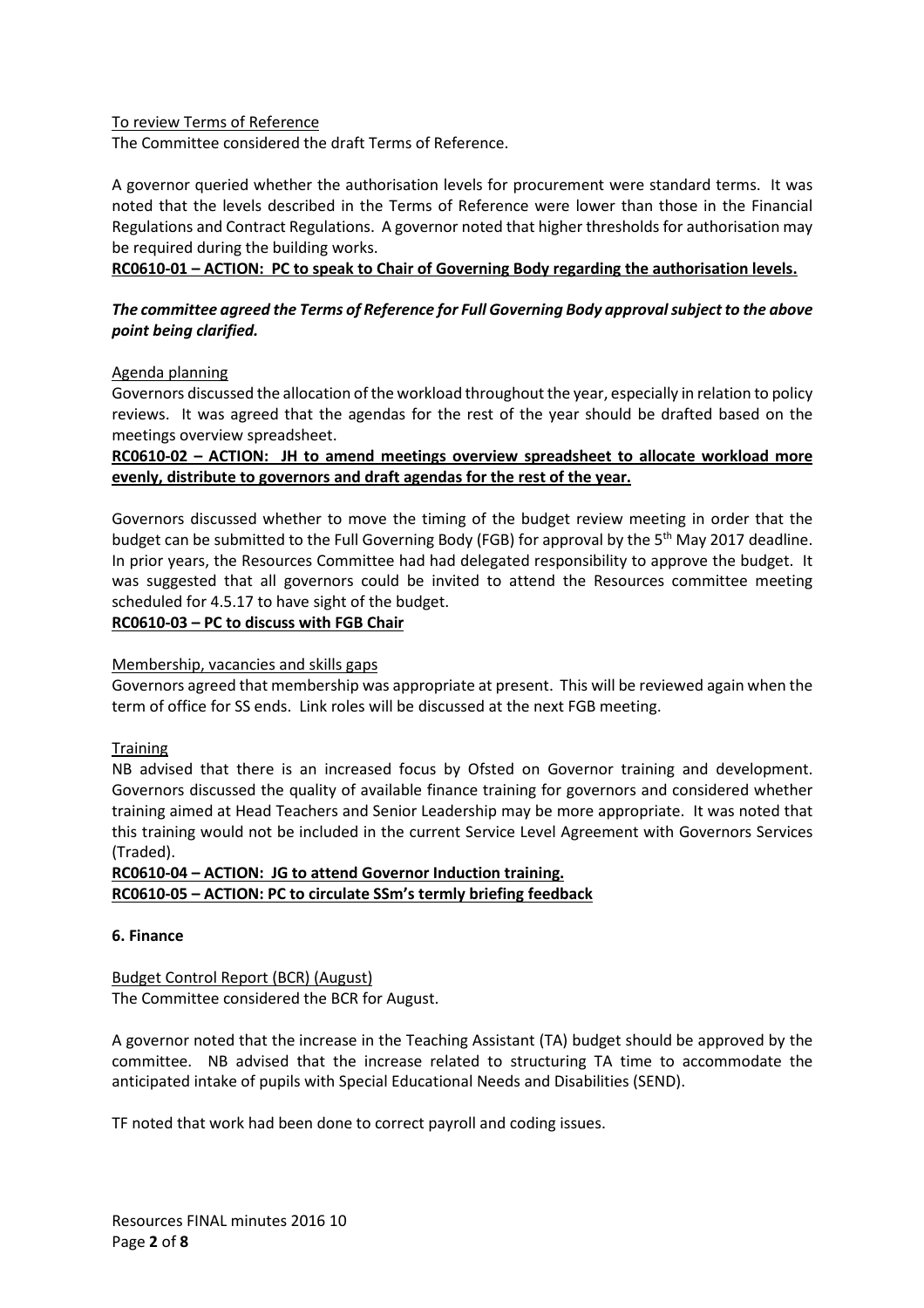To review Terms of Reference

The Committee considered the draft Terms of Reference.

A governor queried whether the authorisation levels for procurement were standard terms. It was noted that the levels described in the Terms of Reference were lower than those in the Financial Regulations and Contract Regulations. A governor noted that higher thresholds for authorisation may be required during the building works.

**RC0610-01 – ACTION: PC to speak to Chair of Governing Body regarding the authorisation levels.**

***The committee agreed the Terms of Reference for Full Governing Body approval subject to the above point being clarified.***

Agenda planning

Governors discussed the allocation of the workload throughout the year, especially in relation to policy reviews. It was agreed that the agendas for the rest of the year should be drafted based on the meetings overview spreadsheet.

**RC0610-02 – ACTION: JH to amend meetings overview spreadsheet to allocate workload more evenly, distribute to governors and draft agendas for the rest of the year.**

Governors discussed whether to move the timing of the budget review meeting in order that the budget can be submitted to the Full Governing Body (FGB) for approval by the 5th May 2017 deadline. In prior years, the Resources Committee had had delegated responsibility to approve the budget. It was suggested that all governors could be invited to attend the Resources committee meeting scheduled for 4.5.17 to have sight of the budget.

**RC0610-03 – PC to discuss with FGB Chair**

Membership, vacancies and skills gaps

Governors agreed that membership was appropriate at present. This will be reviewed again when the term of office for SS ends. Link roles will be discussed at the next FGB meeting.

Training

NB advised that there is an increased focus by Ofsted on Governor training and development. Governors discussed the quality of available finance training for governors and considered whether training aimed at Head Teachers and Senior Leadership may be more appropriate. It was noted that this training would not be included in the current Service Level Agreement with Governors Services (Traded).

**RC0610-04 – ACTION: JG to attend Governor Induction training.**
**RC0610-05 – ACTION: PC to circulate SSm's termly briefing feedback**

**6. Finance**

Budget Control Report (BCR) (August)

The Committee considered the BCR for August.

A governor noted that the increase in the Teaching Assistant (TA) budget should be approved by the committee. NB advised that the increase related to structuring TA time to accommodate the anticipated intake of pupils with Special Educational Needs and Disabilities (SEND).

TF noted that work had been done to correct payroll and coding issues.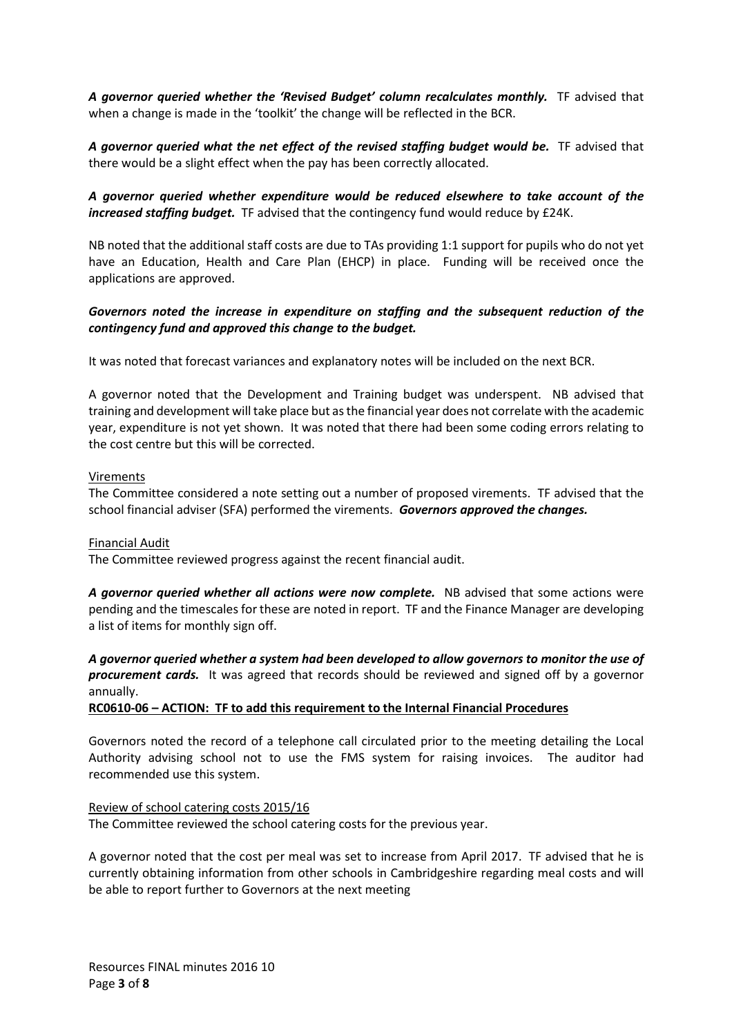***A governor queried whether the 'Revised Budget' column recalculates monthly.*** TF advised that when a change is made in the 'toolkit' the change will be reflected in the BCR.

***A governor queried what the net effect of the revised staffing budget would be.*** TF advised that there would be a slight effect when the pay has been correctly allocated.

***A governor queried whether expenditure would be reduced elsewhere to take account of the increased staffing budget.*** TF advised that the contingency fund would reduce by £24K.

NB noted that the additional staff costs are due to TAs providing 1:1 support for pupils who do not yet have an Education, Health and Care Plan (EHCP) in place. Funding will be received once the applications are approved.

***Governors noted the increase in expenditure on staffing and the subsequent reduction of the contingency fund and approved this change to the budget.***

It was noted that forecast variances and explanatory notes will be included on the next BCR.

A governor noted that the Development and Training budget was underspent. NB advised that training and development will take place but as the financial year does not correlate with the academic year, expenditure is not yet shown. It was noted that there had been some coding errors relating to the cost centre but this will be corrected.

<u>Virements</u>

The Committee considered a note setting out a number of proposed virements. TF advised that the school financial adviser (SFA) performed the virements. ***Governors approved the changes.***

<u>Financial Audit</u>

The Committee reviewed progress against the recent financial audit.

***A governor queried whether all actions were now complete.*** NB advised that some actions were pending and the timescales for these are noted in report. TF and the Finance Manager are developing a list of items for monthly sign off.

***A governor queried whether a system had been developed to allow governors to monitor the use of procurement cards.*** It was agreed that records should be reviewed and signed off by a governor annually.

**<u>RC0610-06 – ACTION: TF to add this requirement to the Internal Financial Procedures</u>**

Governors noted the record of a telephone call circulated prior to the meeting detailing the Local Authority advising school not to use the FMS system for raising invoices. The auditor had recommended use this system.

<u>Review of school catering costs 2015/16</u>

The Committee reviewed the school catering costs for the previous year.

A governor noted that the cost per meal was set to increase from April 2017. TF advised that he is currently obtaining information from other schools in Cambridgeshire regarding meal costs and will be able to report further to Governors at the next meeting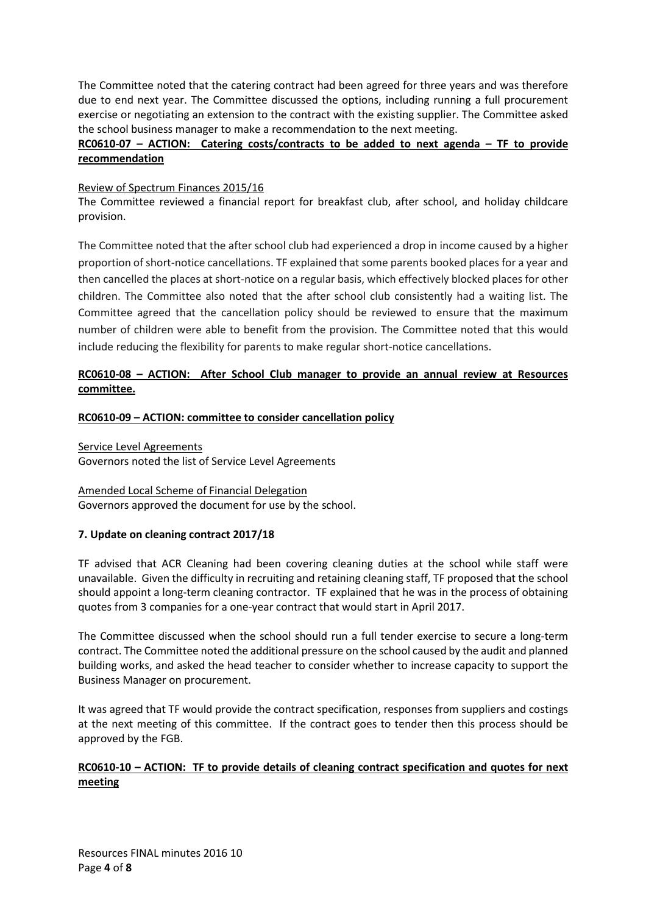The Committee noted that the catering contract had been agreed for three years and was therefore due to end next year. The Committee discussed the options, including running a full procurement exercise or negotiating an extension to the contract with the existing supplier. The Committee asked the school business manager to make a recommendation to the next meeting.

**RC0610-07 – ACTION: Catering costs/contracts to be added to next agenda – TF to provide recommendation**

Review of Spectrum Finances 2015/16

The Committee reviewed a financial report for breakfast club, after school, and holiday childcare provision.

The Committee noted that the after school club had experienced a drop in income caused by a higher proportion of short-notice cancellations. TF explained that some parents booked places for a year and then cancelled the places at short-notice on a regular basis, which effectively blocked places for other children. The Committee also noted that the after school club consistently had a waiting list. The Committee agreed that the cancellation policy should be reviewed to ensure that the maximum number of children were able to benefit from the provision. The Committee noted that this would include reducing the flexibility for parents to make regular short-notice cancellations.

**RC0610-08 – ACTION: After School Club manager to provide an annual review at Resources committee.**

**RC0610-09 – ACTION: committee to consider cancellation policy**

Service Level Agreements

Governors noted the list of Service Level Agreements

Amended Local Scheme of Financial Delegation

Governors approved the document for use by the school.

**7. Update on cleaning contract 2017/18**

TF advised that ACR Cleaning had been covering cleaning duties at the school while staff were unavailable. Given the difficulty in recruiting and retaining cleaning staff, TF proposed that the school should appoint a long-term cleaning contractor. TF explained that he was in the process of obtaining quotes from 3 companies for a one-year contract that would start in April 2017.

The Committee discussed when the school should run a full tender exercise to secure a long-term contract. The Committee noted the additional pressure on the school caused by the audit and planned building works, and asked the head teacher to consider whether to increase capacity to support the Business Manager on procurement.

It was agreed that TF would provide the contract specification, responses from suppliers and costings at the next meeting of this committee. If the contract goes to tender then this process should be approved by the FGB.

**RC0610-10 – ACTION: TF to provide details of cleaning contract specification and quotes for next meeting**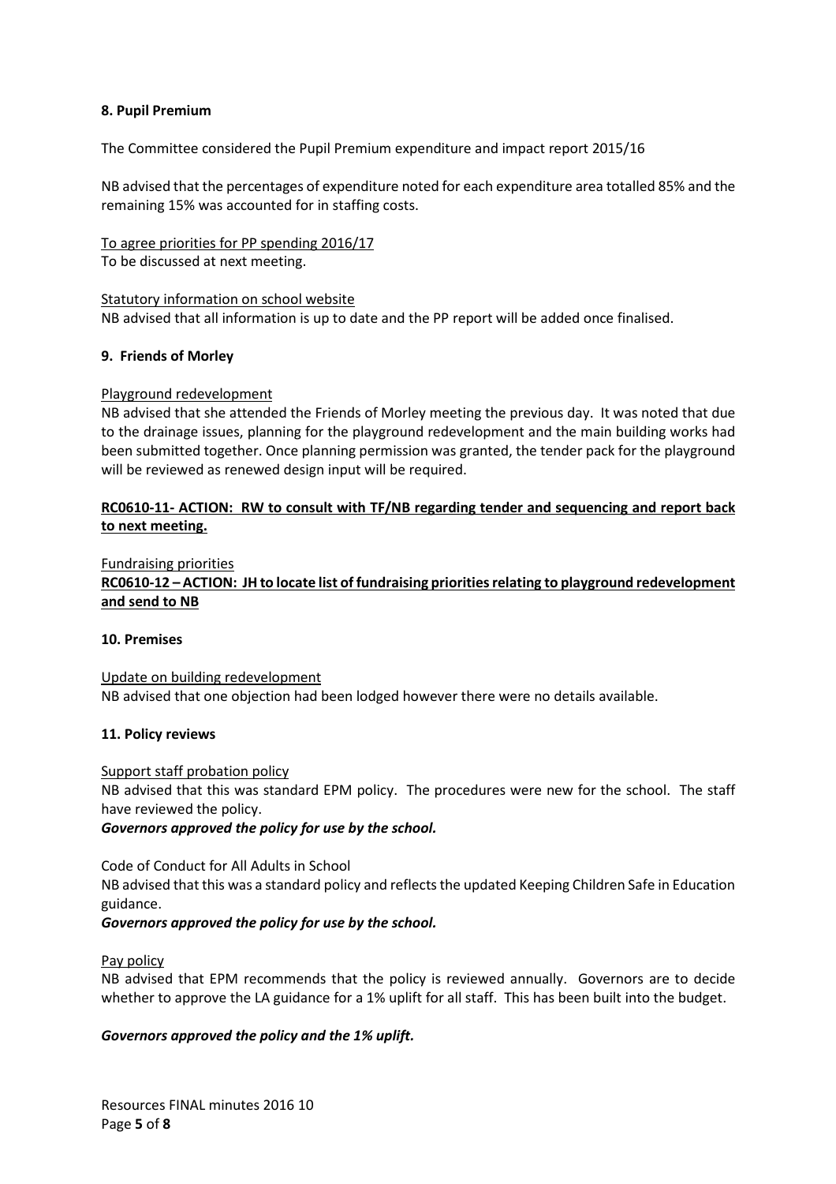**8. Pupil Premium**

The Committee considered the Pupil Premium expenditure and impact report 2015/16

NB advised that the percentages of expenditure noted for each expenditure area totalled 85% and the remaining 15% was accounted for in staffing costs.

<u>To agree priorities for PP spending 2016/17</u>
To be discussed at next meeting.

<u>Statutory information on school website</u>
NB advised that all information is up to date and the PP report will be added once finalised.

**9. Friends of Morley**

<u>Playground redevelopment</u>
NB advised that she attended the Friends of Morley meeting the previous day. It was noted that due to the drainage issues, planning for the playground redevelopment and the main building works had been submitted together. Once planning permission was granted, the tender pack for the playground will be reviewed as renewed design input will be required.

**<u>RC0610-11- ACTION: RW to consult with TF/NB regarding tender and sequencing and report back to next meeting.</u>**

<u>Fundraising priorities</u>
**<u>RC0610-12 – ACTION: JH to locate list of fundraising priorities relating to playground redevelopment and send to NB</u>**

**10. Premises**

<u>Update on building redevelopment</u>
NB advised that one objection had been lodged however there were no details available.

**11. Policy reviews**

<u>Support staff probation policy</u>
NB advised that this was standard EPM policy. The procedures were new for the school. The staff have reviewed the policy.
***Governors approved the policy for use by the school.***

Code of Conduct for All Adults in School
NB advised that this was a standard policy and reflects the updated Keeping Children Safe in Education guidance.
***Governors approved the policy for use by the school.***

<u>Pay policy</u>
NB advised that EPM recommends that the policy is reviewed annually. Governors are to decide whether to approve the LA guidance for a 1% uplift for all staff. This has been built into the budget.

***Governors approved the policy and the 1% uplift.***

Resources FINAL minutes 2016 10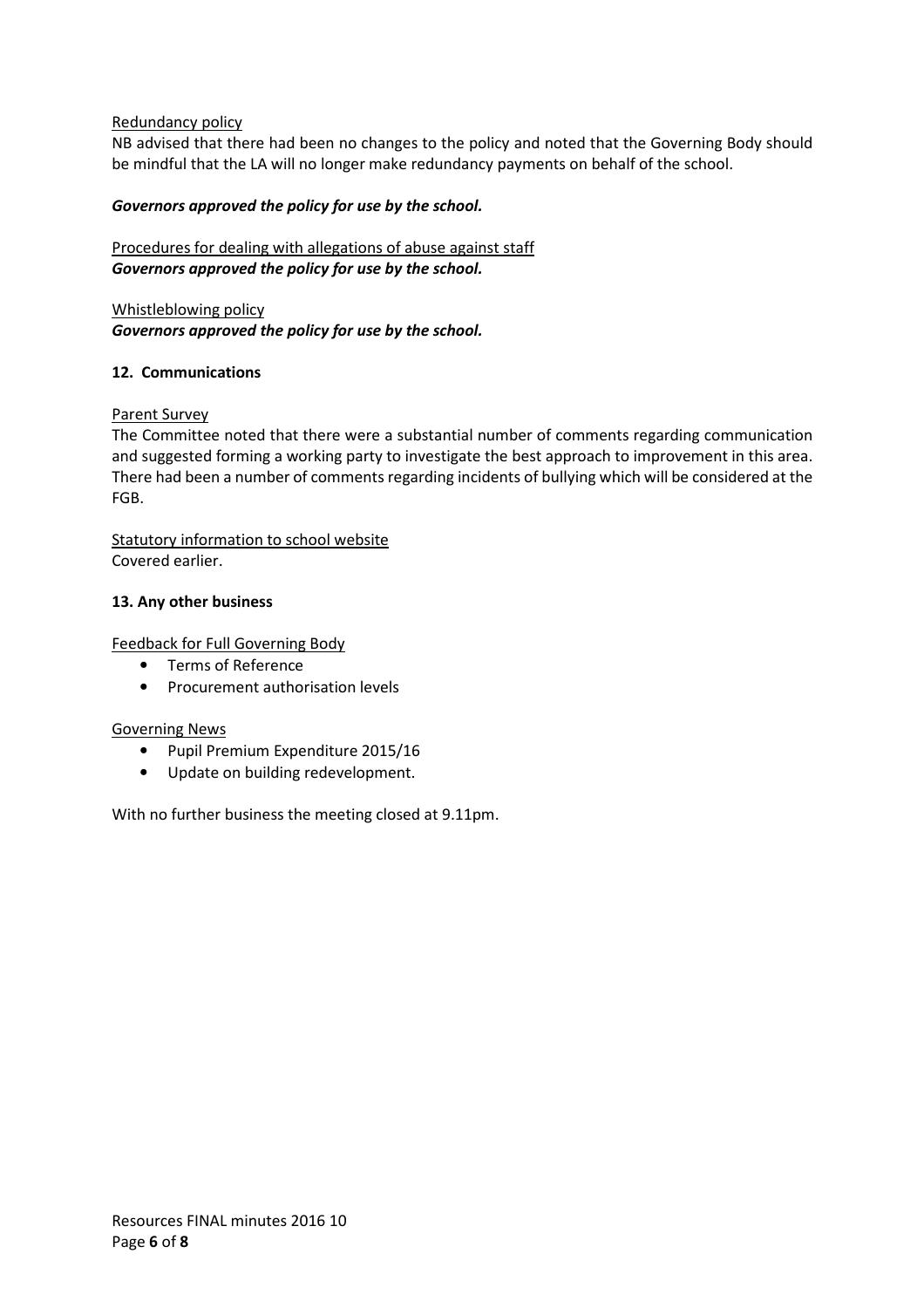Redundancy policy

NB advised that there had been no changes to the policy and noted that the Governing Body should be mindful that the LA will no longer make redundancy payments on behalf of the school.

***Governors approved the policy for use by the school.***

Procedures for dealing with allegations of abuse against staff

***Governors approved the policy for use by the school.***

Whistleblowing policy

***Governors approved the policy for use by the school.***

**12. Communications**

Parent Survey

The Committee noted that there were a substantial number of comments regarding communication and suggested forming a working party to investigate the best approach to improvement in this area. There had been a number of comments regarding incidents of bullying which will be considered at the FGB.

Statutory information to school website

Covered earlier.

**13. Any other business**

Feedback for Full Governing Body

- Terms of Reference
- Procurement authorisation levels

Governing News

- Pupil Premium Expenditure 2015/16
- Update on building redevelopment.

With no further business the meeting closed at 9.11pm.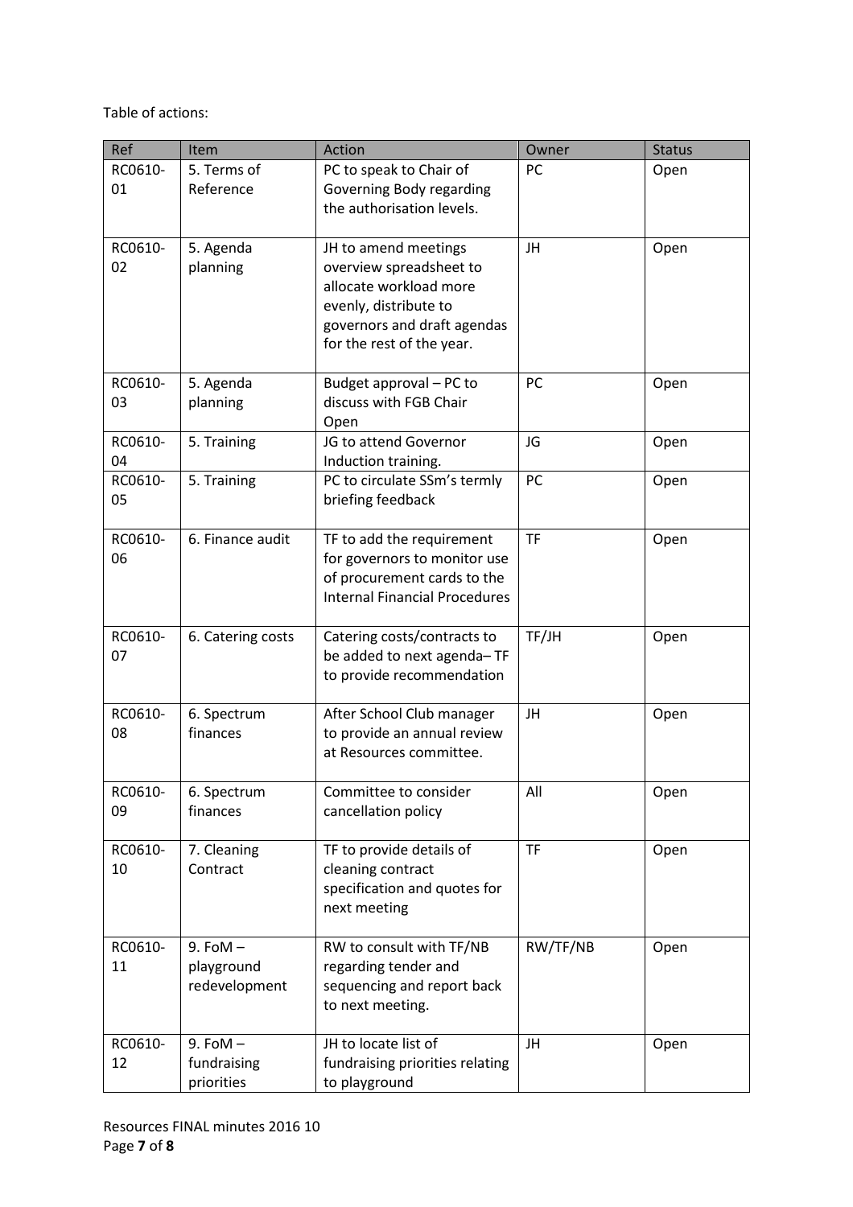Table of actions:

| Ref | Item | Action | Owner | Status |
|---|---|---|---|---|
| RC0610-01 | 5. Terms of Reference | PC to speak to Chair of Governing Body regarding the authorisation levels. | PC | Open |
| RC0610-02 | 5. Agenda planning | JH to amend meetings overview spreadsheet to allocate workload more evenly, distribute to governors and draft agendas for the rest of the year. | JH | Open |
| RC0610-03 | 5. Agenda planning | Budget approval – PC to discuss with FGB Chair Open | PC | Open |
| RC0610-04 | 5. Training | JG to attend Governor Induction training. | JG | Open |
| RC0610-05 | 5. Training | PC to circulate SSm's termly briefing feedback | PC | Open |
| RC0610-06 | 6. Finance audit | TF to add the requirement for governors to monitor use of procurement cards to the Internal Financial Procedures | TF | Open |
| RC0610-07 | 6. Catering costs | Catering costs/contracts to be added to next agenda– TF to provide recommendation | TF/JH | Open |
| RC0610-08 | 6. Spectrum finances | After School Club manager to provide an annual review at Resources committee. | JH | Open |
| RC0610-09 | 6. Spectrum finances | Committee to consider cancellation policy | All | Open |
| RC0610-10 | 7. Cleaning Contract | TF to provide details of cleaning contract specification and quotes for next meeting | TF | Open |
| RC0610-11 | 9. FoM – playground redevelopment | RW to consult with TF/NB regarding tender and sequencing and report back to next meeting. | RW/TF/NB | Open |
| RC0610-12 | 9. FoM – fundraising priorities | JH to locate list of fundraising priorities relating to playground | JH | Open |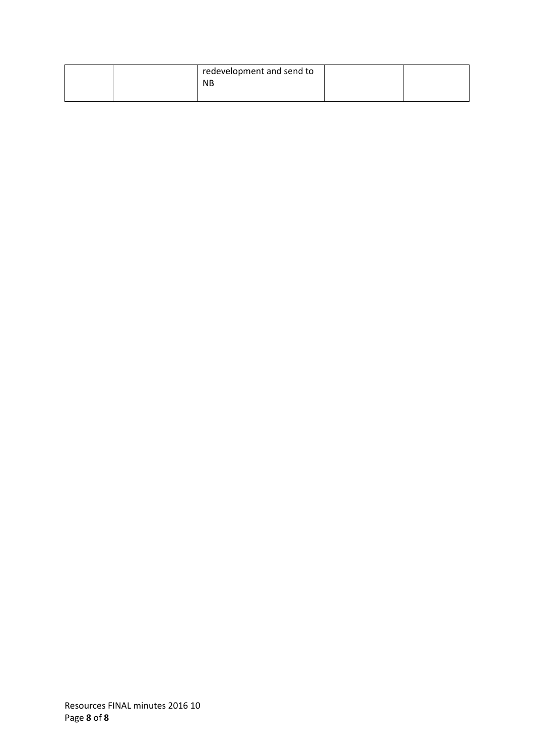| | | | | |
|---|---|---|---|---|
| | | redevelopment and send to NB | | |